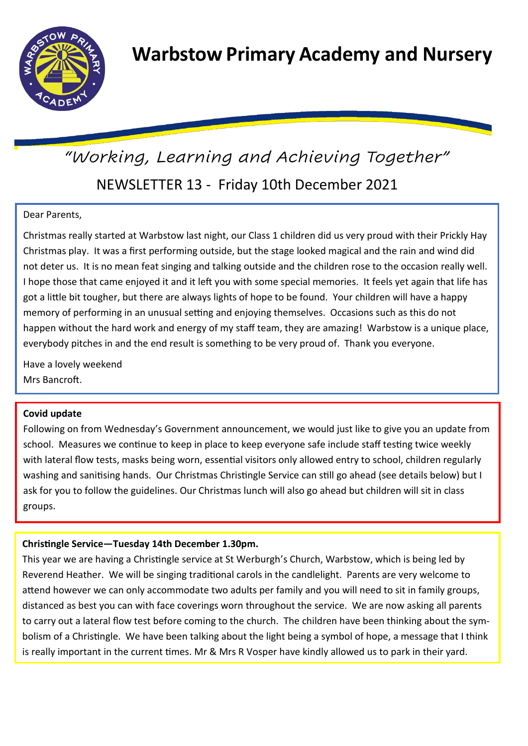# Warbstow Primary Academy and Nursery

*"Working, Learning and Achieving Together"*

## NEWSLETTER 13 - Friday 10th December 2021

Dear Parents,

Christmas really started at Warbstow last night, our Class 1 children did us very proud with their Prickly Hay Christmas play. It was a first performing outside, but the stage looked magical and the rain and wind did not deter us. It is no mean feat singing and talking outside and the children rose to the occasion really well. I hope those that came enjoyed it and it left you with some special memories. It feels yet again that life has got a little bit tougher, but there are always lights of hope to be found. Your children will have a happy memory of performing in an unusual setting and enjoying themselves. Occasions such as this do not happen without the hard work and energy of my staff team, they are amazing! Warbstow is a unique place, everybody pitches in and the end result is something to be very proud of. Thank you everyone.

Have a lovely weekend
Mrs Bancroft.

**Covid update**

Following on from Wednesday's Government announcement, we would just like to give you an update from school. Measures we continue to keep in place to keep everyone safe include staff testing twice weekly with lateral flow tests, masks being worn, essential visitors only allowed entry to school, children regularly washing and sanitising hands. Our Christmas Christingle Service can still go ahead (see details below) but I ask for you to follow the guidelines. Our Christmas lunch will also go ahead but children will sit in class groups.

**Christingle Service—Tuesday 14th December 1.30pm.**

This year we are having a Christingle service at St Werburgh's Church, Warbstow, which is being led by Reverend Heather. We will be singing traditional carols in the candlelight. Parents are very welcome to attend however we can only accommodate two adults per family and you will need to sit in family groups, distanced as best you can with face coverings worn throughout the service. We are now asking all parents to carry out a lateral flow test before coming to the church. The children have been thinking about the symbolism of a Christingle. We have been talking about the light being a symbol of hope, a message that I think is really important in the current times. Mr & Mrs R Vosper have kindly allowed us to park in their yard.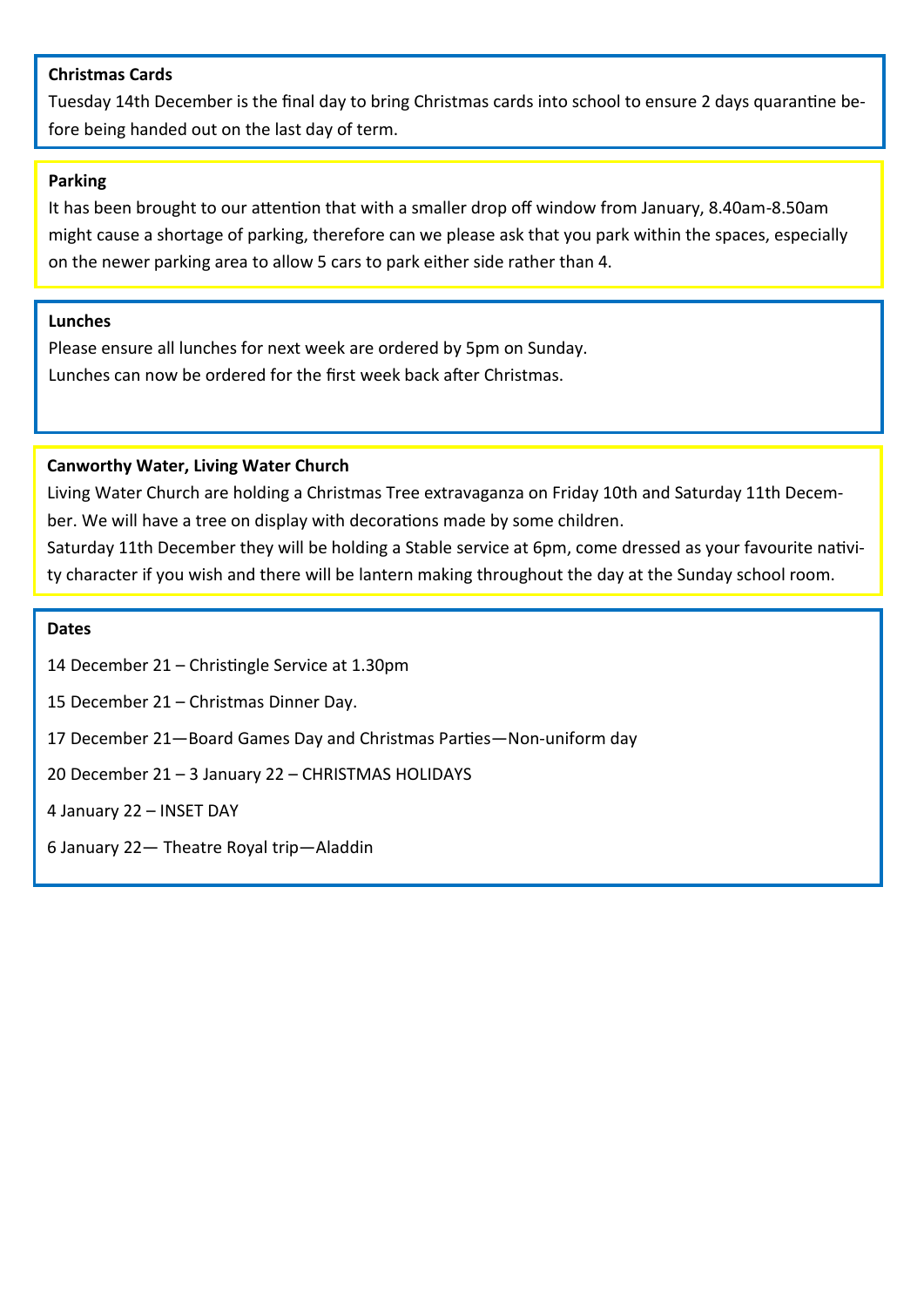**Christmas Cards**

Tuesday 14th December is the final day to bring Christmas cards into school to ensure 2 days quarantine before being handed out on the last day of term.

**Parking**

It has been brought to our attention that with a smaller drop off window from January, 8.40am-8.50am might cause a shortage of parking, therefore can we please ask that you park within the spaces, especially on the newer parking area to allow 5 cars to park either side rather than 4.

**Lunches**

Please ensure all lunches for next week are ordered by 5pm on Sunday.
Lunches can now be ordered for the first week back after Christmas.

**Canworthy Water, Living Water Church**

Living Water Church are holding a Christmas Tree extravaganza on Friday 10th and Saturday 11th December. We will have a tree on display with decorations made by some children.
Saturday 11th December they will be holding a Stable service at 6pm, come dressed as your favourite nativity character if you wish and there will be lantern making throughout the day at the Sunday school room.

**Dates**

14 December 21 – Christingle Service at 1.30pm

15 December 21 – Christmas Dinner Day.

17 December 21—Board Games Day and Christmas Parties—Non-uniform day

20 December 21 – 3 January 22 – CHRISTMAS HOLIDAYS

4 January 22 – INSET DAY

6 January 22— Theatre Royal trip—Aladdin